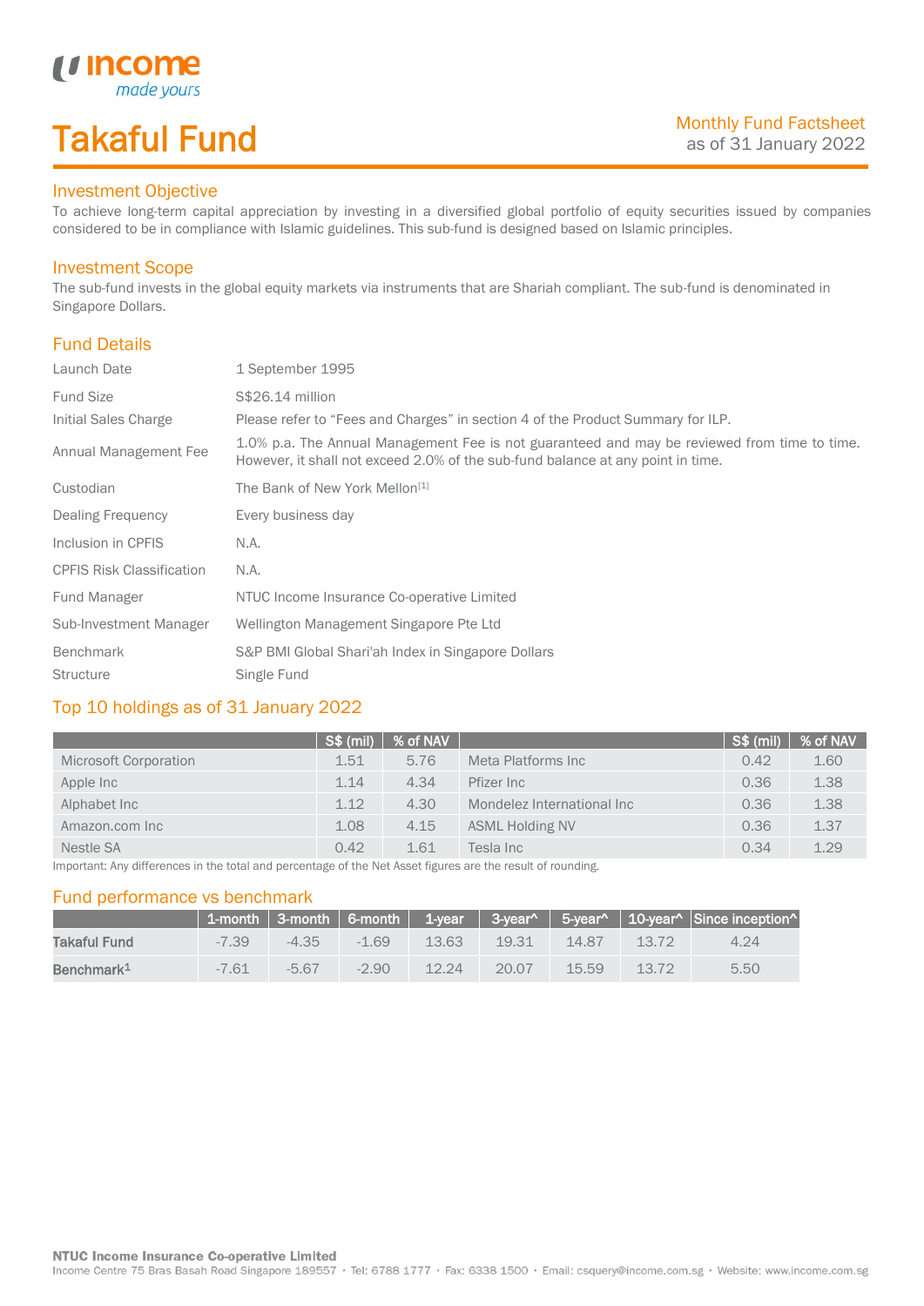# Takaful Fund

Monthly Fund Factsheet
as of 31 January 2022

## Investment Objective

To achieve long-term capital appreciation by investing in a diversified global portfolio of equity securities issued by companies considered to be in compliance with Islamic guidelines. This sub-fund is designed based on Islamic principles.

## Investment Scope

The sub-fund invests in the global equity markets via instruments that are Shariah compliant. The sub-fund is denominated in Singapore Dollars.

## Fund Details

| | |
|---|---|
| Launch Date | 1 September 1995 |
| Fund Size | S$26.14 million |
| Initial Sales Charge | Please refer to "Fees and Charges" in section 4 of the Product Summary for ILP. |
| Annual Management Fee | 1.0% p.a. The Annual Management Fee is not guaranteed and may be reviewed from time to time. However, it shall not exceed 2.0% of the sub-fund balance at any point in time. |
| Custodian | The Bank of New York Mellon[1] |
| Dealing Frequency | Every business day |
| Inclusion in CPFIS | N.A. |
| CPFIS Risk Classification | N.A. |
| Fund Manager | NTUC Income Insurance Co-operative Limited |
| Sub-Investment Manager | Wellington Management Singapore Pte Ltd |
| Benchmark | S&P BMI Global Shari'ah Index in Singapore Dollars |
| Structure | Single Fund |

## Top 10 holdings as of 31 January 2022

| | S$ (mil) | % of NAV | | S$ (mil) | % of NAV |
|---|---|---|---|---|---|
| Microsoft Corporation | 1.51 | 5.76 | Meta Platforms Inc | 0.42 | 1.60 |
| Apple Inc | 1.14 | 4.34 | Pfizer Inc | 0.36 | 1.38 |
| Alphabet Inc | 1.12 | 4.30 | Mondelez International Inc | 0.36 | 1.38 |
| Amazon.com Inc | 1.08 | 4.15 | ASML Holding NV | 0.36 | 1.37 |
| Nestle SA | 0.42 | 1.61 | Tesla Inc | 0.34 | 1.29 |

Important: Any differences in the total and percentage of the Net Asset figures are the result of rounding.

## Fund performance vs benchmark

| | 1-month | 3-month | 6-month | 1-year | 3-year^ | 5-year^ | 10-year^ | Since inception^ |
|---|---|---|---|---|---|---|---|---|
| **Takaful Fund** | -7.39 | -4.35 | -1.69 | 13.63 | 19.31 | 14.87 | 13.72 | 4.24 |
| **Benchmark[1]** | -7.61 | -5.67 | -2.90 | 12.24 | 20.07 | 15.59 | 13.72 | 5.50 |

**NTUC Income Insurance Co-operative Limited**
Income Centre 75 Bras Basah Road Singapore 189557 · Tel: 6788 1777 · Fax: 6338 1500 · Email: csquery@income.com.sg · Website: www.income.com.sg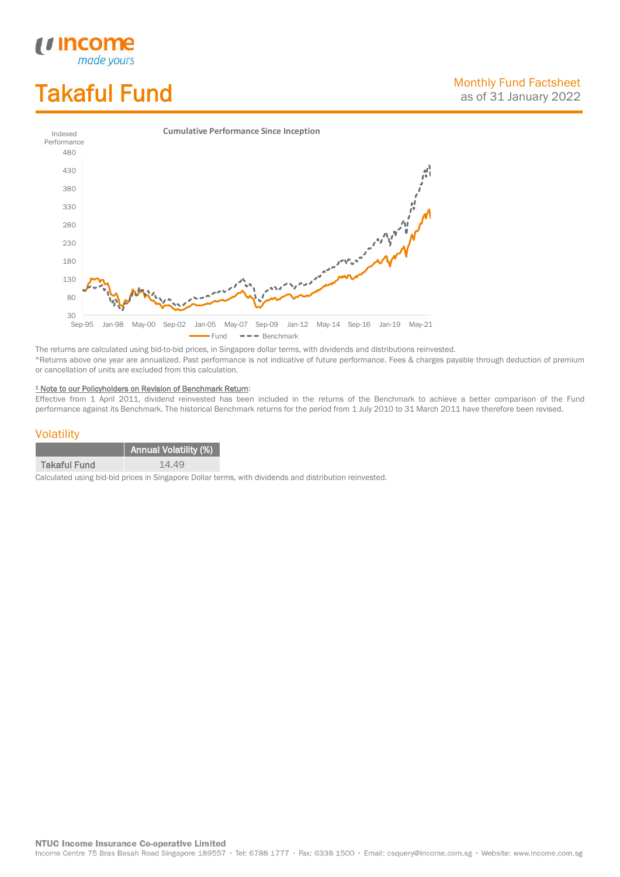# Takaful Fund

Monthly Fund Factsheet
as of 31 January 2022

**Cumulative Performance Since Inception**

The returns are calculated using bid-to-bid prices, in Singapore dollar terms, with dividends and distributions reinvested.
^Returns above one year are annualized. Past performance is not indicative of future performance. Fees & charges payable through deduction of premium or cancellation of units are excluded from this calculation.

[1] Note to our Policyholders on Revision of Benchmark Return:
Effective from 1 April 2011, dividend reinvested has been included in the returns of the Benchmark to achieve a better comparison of the Fund performance against its Benchmark. The historical Benchmark returns for the period from 1 July 2010 to 31 March 2011 have therefore been revised.

## Volatility

| | Annual Volatility (%) |
|---|---|
| Takaful Fund | 14.49 |

Calculated using bid-bid prices in Singapore Dollar terms, with dividends and distribution reinvested.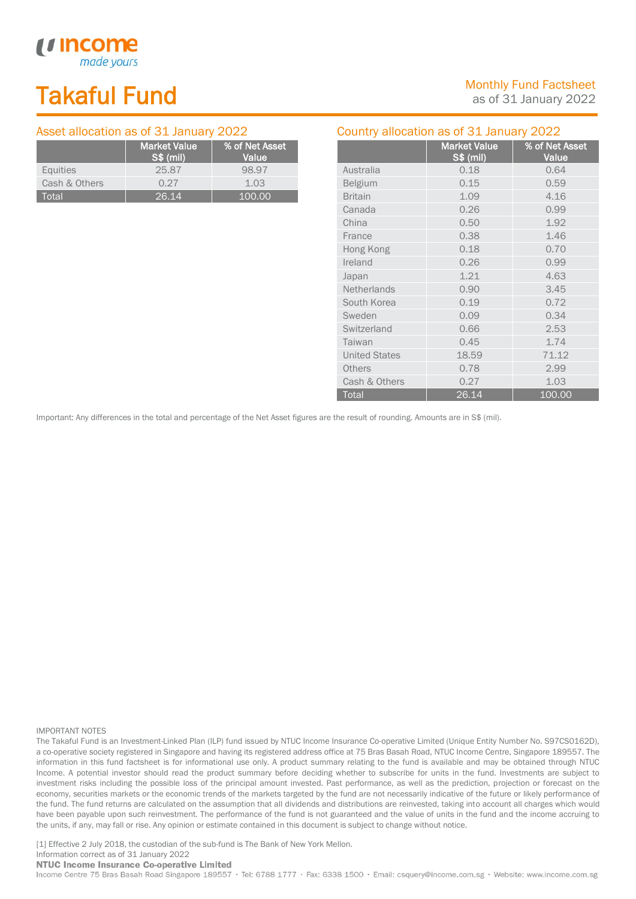# Takaful Fund

Monthly Fund Factsheet
as of 31 January 2022

## Asset allocation as of 31 January 2022

| | Market Value S$ (mil) | % of Net Asset Value |
|---|---|---|
| Equities | 25.87 | 98.97 |
| Cash & Others | 0.27 | 1.03 |
| Total | 26.14 | 100.00 |

## Country allocation as of 31 January 2022

| | Market Value S$ (mil) | % of Net Asset Value |
|---|---|---|
| Australia | 0.18 | 0.64 |
| Belgium | 0.15 | 0.59 |
| Britain | 1.09 | 4.16 |
| Canada | 0.26 | 0.99 |
| China | 0.50 | 1.92 |
| France | 0.38 | 1.46 |
| Hong Kong | 0.18 | 0.70 |
| Ireland | 0.26 | 0.99 |
| Japan | 1.21 | 4.63 |
| Netherlands | 0.90 | 3.45 |
| South Korea | 0.19 | 0.72 |
| Sweden | 0.09 | 0.34 |
| Switzerland | 0.66 | 2.53 |
| Taiwan | 0.45 | 1.74 |
| United States | 18.59 | 71.12 |
| Others | 0.78 | 2.99 |
| Cash & Others | 0.27 | 1.03 |
| Total | 26.14 | 100.00 |

Important: Any differences in the total and percentage of the Net Asset figures are the result of rounding. Amounts are in S$ (mil).

IMPORTANT NOTES

The Takaful Fund is an Investment-Linked Plan (ILP) fund issued by NTUC Income Insurance Co-operative Limited (Unique Entity Number No. S97CS0162D), a co-operative society registered in Singapore and having its registered address office at 75 Bras Basah Road, NTUC Income Centre, Singapore 189557. The information in this fund factsheet is for informational use only. A product summary relating to the fund is available and may be obtained through NTUC Income. A potential investor should read the product summary before deciding whether to subscribe for units in the fund. Investments are subject to investment risks including the possible loss of the principal amount invested. Past performance, as well as the prediction, projection or forecast on the economy, securities markets or the economic trends of the markets targeted by the fund are not necessarily indicative of the future or likely performance of the fund. The fund returns are calculated on the assumption that all dividends and distributions are reinvested, taking into account all charges which would have been payable upon such reinvestment. The performance of the fund is not guaranteed and the value of units in the fund and the income accruing to the units, if any, may fall or rise. Any opinion or estimate contained in this document is subject to change without notice.

[1] Effective 2 July 2018, the custodian of the sub-fund is The Bank of New York Mellon.

Information correct as of 31 January 2022

**NTUC Income Insurance Co-operative Limited**

Income Centre 75 Bras Basah Road Singapore 189557 · Tel: 6788 1777 · Fax: 6338 1500 · Email: csquery@income.com.sg · Website: www.income.com.sg